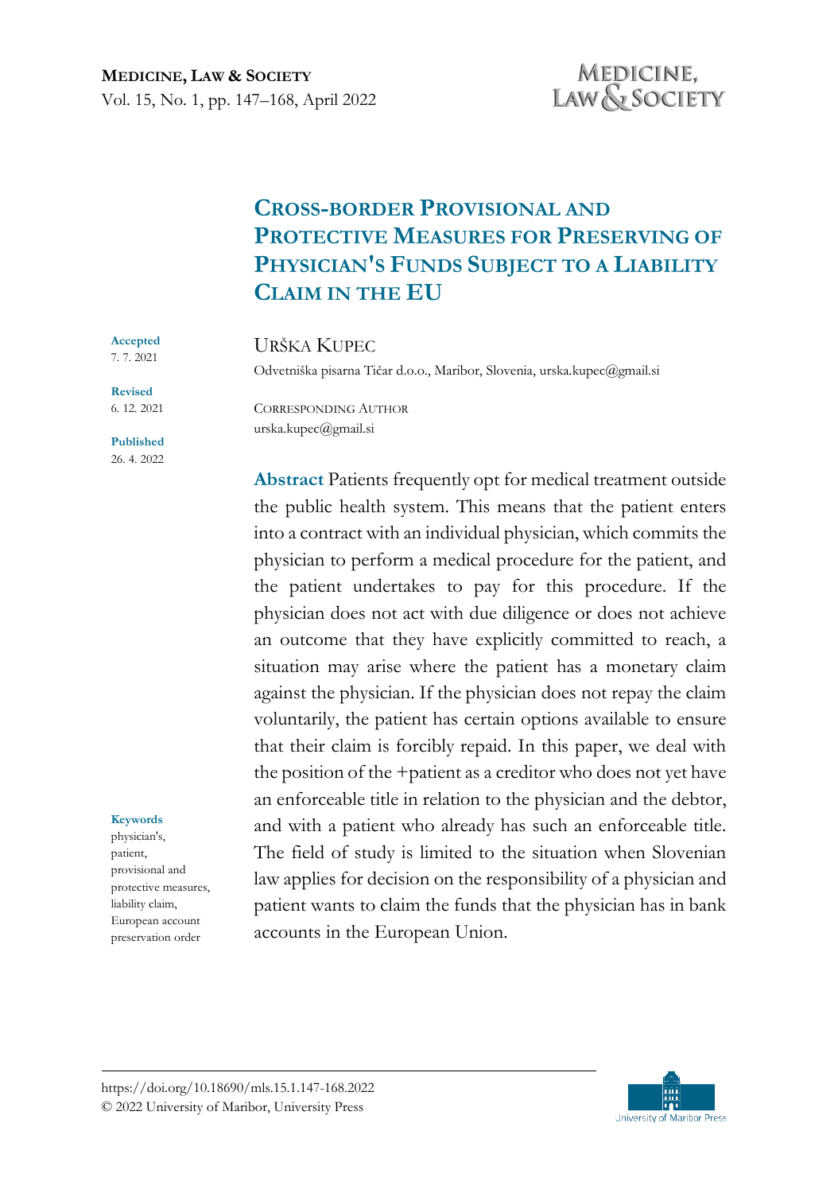# Cross-border Provisional and Protective Measures for Preserving of Physician's Funds Subject to a Liability Claim in the EU

**Accepted**
7. 7. 2021

**Revised**
6. 12. 2021

**Published**
26. 4. 2022

URŠKA KUPEC

Odvetniška pisarna Tičar d.o.o., Maribor, Slovenia, urska.kupec@gmail.si

CORRESPONDING AUTHOR
urska.kupec@gmail.si

**Abstract** Patients frequently opt for medical treatment outside the public health system. This means that the patient enters into a contract with an individual physician, which commits the physician to perform a medical procedure for the patient, and the patient undertakes to pay for this procedure. If the physician does not act with due diligence or does not achieve an outcome that they have explicitly committed to reach, a situation may arise where the patient has a monetary claim against the physician. If the physician does not repay the claim voluntarily, the patient has certain options available to ensure that their claim is forcibly repaid. In this paper, we deal with the position of the +patient as a creditor who does not yet have an enforceable title in relation to the physician and the debtor, and with a patient who already has such an enforceable title. The field of study is limited to the situation when Slovenian law applies for decision on the responsibility of a physician and patient wants to claim the funds that the physician has in bank accounts in the European Union.

**Keywords**
physician's, patient, provisional and protective measures, liability claim, European account preservation order

https://doi.org/10.18690/mls.15.1.147-168.2022
© 2022 University of Maribor, University Press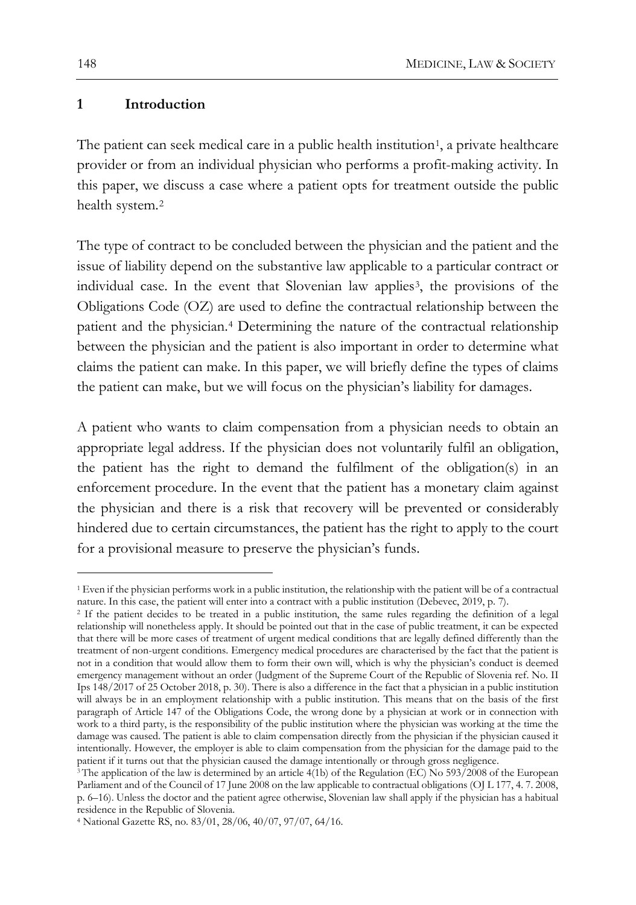## 1 Introduction

The patient can seek medical care in a public health institution[1], a private healthcare provider or from an individual physician who performs a profit-making activity. In this paper, we discuss a case where a patient opts for treatment outside the public health system.[2]

The type of contract to be concluded between the physician and the patient and the issue of liability depend on the substantive law applicable to a particular contract or individual case. In the event that Slovenian law applies[3], the provisions of the Obligations Code (OZ) are used to define the contractual relationship between the patient and the physician.[4] Determining the nature of the contractual relationship between the physician and the patient is also important in order to determine what claims the patient can make. In this paper, we will briefly define the types of claims the patient can make, but we will focus on the physician's liability for damages.

A patient who wants to claim compensation from a physician needs to obtain an appropriate legal address. If the physician does not voluntarily fulfil an obligation, the patient has the right to demand the fulfilment of the obligation(s) in an enforcement procedure. In the event that the patient has a monetary claim against the physician and there is a risk that recovery will be prevented or considerably hindered due to certain circumstances, the patient has the right to apply to the court for a provisional measure to preserve the physician's funds.

---

[1] Even if the physician performs work in a public institution, the relationship with the patient will be of a contractual nature. In this case, the patient will enter into a contract with a public institution (Debevec, 2019, p. 7).

[2] If the patient decides to be treated in a public institution, the same rules regarding the definition of a legal relationship will nonetheless apply. It should be pointed out that in the case of public treatment, it can be expected that there will be more cases of treatment of urgent medical conditions that are legally defined differently than the treatment of non-urgent conditions. Emergency medical procedures are characterised by the fact that the patient is not in a condition that would allow them to form their own will, which is why the physician's conduct is deemed emergency management without an order (Judgment of the Supreme Court of the Republic of Slovenia ref. No. II Ips 148/2017 of 25 October 2018, p. 30). There is also a difference in the fact that a physician in a public institution will always be in an employment relationship with a public institution. This means that on the basis of the first paragraph of Article 147 of the Obligations Code, the wrong done by a physician at work or in connection with work to a third party, is the responsibility of the public institution where the physician was working at the time the damage was caused. The patient is able to claim compensation directly from the physician if the physician caused it intentionally. However, the employer is able to claim compensation from the physician for the damage paid to the patient if it turns out that the physician caused the damage intentionally or through gross negligence.

[3] The application of the law is determined by an article 4(1b) of the Regulation (EC) No 593/2008 of the European Parliament and of the Council of 17 June 2008 on the law applicable to contractual obligations (OJ L 177, 4. 7. 2008, p. 6–16). Unless the doctor and the patient agree otherwise, Slovenian law shall apply if the physician has a habitual residence in the Republic of Slovenia.

[4] National Gazette RS, no. 83/01, 28/06, 40/07, 97/07, 64/16.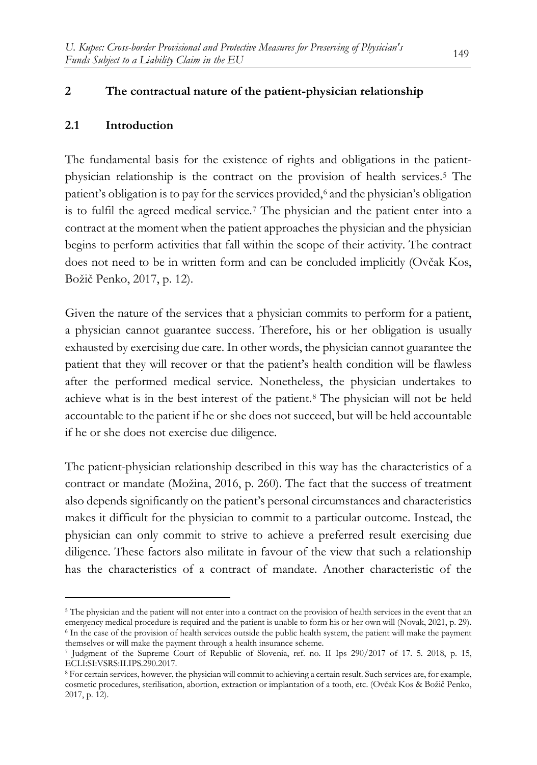## 2 The contractual nature of the patient-physician relationship

### 2.1 Introduction

The fundamental basis for the existence of rights and obligations in the patient-physician relationship is the contract on the provision of health services.[5] The patient's obligation is to pay for the services provided,[6] and the physician's obligation is to fulfil the agreed medical service.[7] The physician and the patient enter into a contract at the moment when the patient approaches the physician and the physician begins to perform activities that fall within the scope of their activity. The contract does not need to be in written form and can be concluded implicitly (Ovčak Kos, Božič Penko, 2017, p. 12).

Given the nature of the services that a physician commits to perform for a patient, a physician cannot guarantee success. Therefore, his or her obligation is usually exhausted by exercising due care. In other words, the physician cannot guarantee the patient that they will recover or that the patient's health condition will be flawless after the performed medical service. Nonetheless, the physician undertakes to achieve what is in the best interest of the patient.[8] The physician will not be held accountable to the patient if he or she does not succeed, but will be held accountable if he or she does not exercise due diligence.

The patient-physician relationship described in this way has the characteristics of a contract or mandate (Možina, 2016, p. 260). The fact that the success of treatment also depends significantly on the patient's personal circumstances and characteristics makes it difficult for the physician to commit to a particular outcome. Instead, the physician can only commit to strive to achieve a preferred result exercising due diligence. These factors also militate in favour of the view that such a relationship has the characteristics of a contract of mandate. Another characteristic of the

---

[5] The physician and the patient will not enter into a contract on the provision of health services in the event that an emergency medical procedure is required and the patient is unable to form his or her own will (Novak, 2021, p. 29).

[6] In the case of the provision of health services outside the public health system, the patient will make the payment themselves or will make the payment through a health insurance scheme.

[7] Judgment of the Supreme Court of Republic of Slovenia, ref. no. II Ips 290/2017 of 17. 5. 2018, p. 15, ECLI:SI:VSRS:II.IPS.290.2017.

[8] For certain services, however, the physician will commit to achieving a certain result. Such services are, for example, cosmetic procedures, sterilisation, abortion, extraction or implantation of a tooth, etc. (Ovčak Kos & Božič Penko, 2017, p. 12).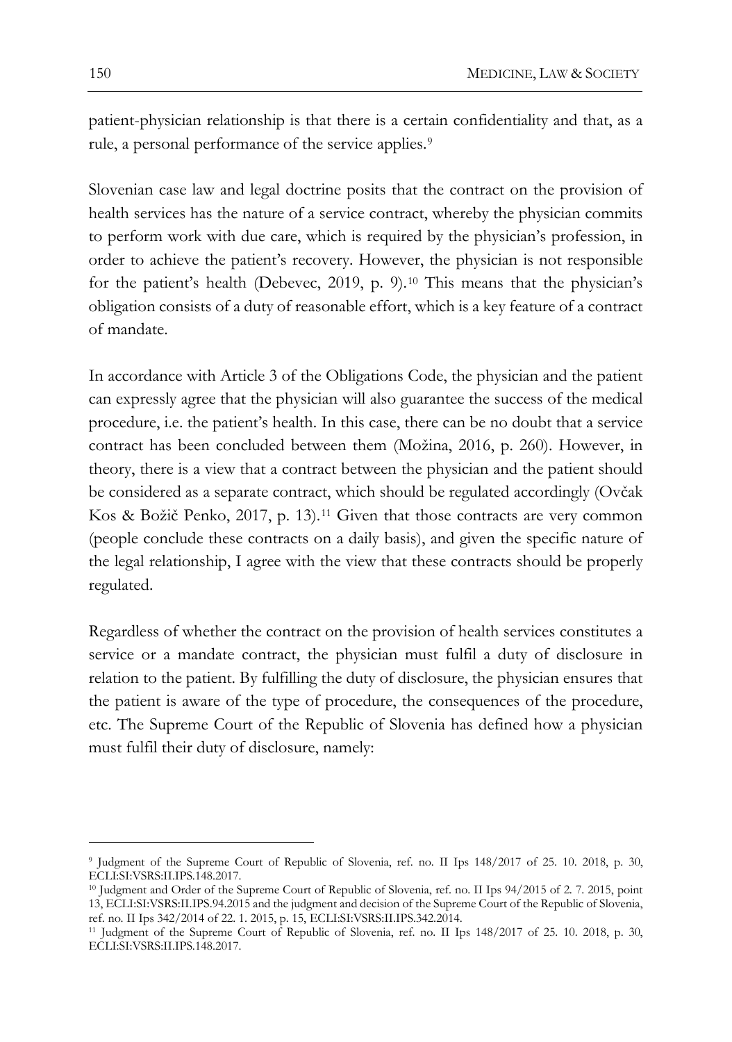patient-physician relationship is that there is a certain confidentiality and that, as a rule, a personal performance of the service applies.[9]

Slovenian case law and legal doctrine posits that the contract on the provision of health services has the nature of a service contract, whereby the physician commits to perform work with due care, which is required by the physician's profession, in order to achieve the patient's recovery. However, the physician is not responsible for the patient's health (Debevec, 2019, p. 9).[10] This means that the physician's obligation consists of a duty of reasonable effort, which is a key feature of a contract of mandate.

In accordance with Article 3 of the Obligations Code, the physician and the patient can expressly agree that the physician will also guarantee the success of the medical procedure, i.e. the patient's health. In this case, there can be no doubt that a service contract has been concluded between them (Možina, 2016, p. 260). However, in theory, there is a view that a contract between the physician and the patient should be considered as a separate contract, which should be regulated accordingly (Ovčak Kos & Božič Penko, 2017, p. 13).[11] Given that those contracts are very common (people conclude these contracts on a daily basis), and given the specific nature of the legal relationship, I agree with the view that these contracts should be properly regulated.

Regardless of whether the contract on the provision of health services constitutes a service or a mandate contract, the physician must fulfil a duty of disclosure in relation to the patient. By fulfilling the duty of disclosure, the physician ensures that the patient is aware of the type of procedure, the consequences of the procedure, etc. The Supreme Court of the Republic of Slovenia has defined how a physician must fulfil their duty of disclosure, namely:

---

[9] Judgment of the Supreme Court of Republic of Slovenia, ref. no. II Ips 148/2017 of 25. 10. 2018, p. 30, ECLI:SI:VSRS:II.IPS.148.2017.

[10] Judgment and Order of the Supreme Court of Republic of Slovenia, ref. no. II Ips 94/2015 of 2. 7. 2015, point 13, ECLI:SI:VSRS:II.IPS.94.2015 and the judgment and decision of the Supreme Court of the Republic of Slovenia, ref. no. II Ips 342/2014 of 22. 1. 2015, p. 15, ECLI:SI:VSRS:II.IPS.342.2014.

[11] Judgment of the Supreme Court of Slovenia, ref. no. II Ips 148/2017 of 25. 10. 2018, p. 30, ECLI:SI:VSRS:II.IPS.148.2017.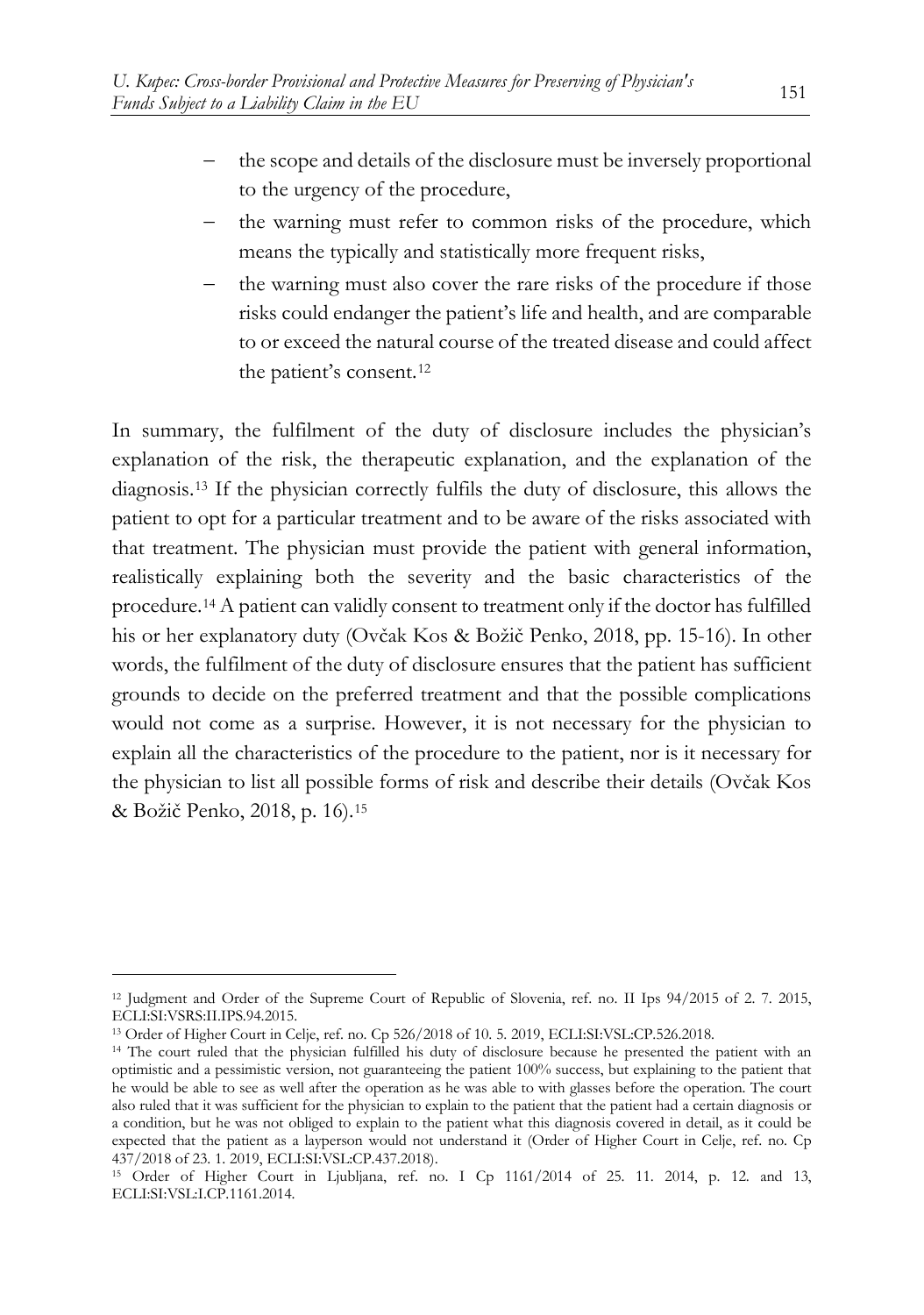- the scope and details of the disclosure must be inversely proportional to the urgency of the procedure,
- the warning must refer to common risks of the procedure, which means the typically and statistically more frequent risks,
- the warning must also cover the rare risks of the procedure if those risks could endanger the patient's life and health, and are comparable to or exceed the natural course of the treated disease and could affect the patient's consent.[12]

In summary, the fulfilment of the duty of disclosure includes the physician's explanation of the risk, the therapeutic explanation, and the explanation of the diagnosis.[13] If the physician correctly fulfils the duty of disclosure, this allows the patient to opt for a particular treatment and to be aware of the risks associated with that treatment. The physician must provide the patient with general information, realistically explaining both the severity and the basic characteristics of the procedure.[14] A patient can validly consent to treatment only if the doctor has fulfilled his or her explanatory duty (Ovčak Kos & Božič Penko, 2018, pp. 15-16). In other words, the fulfilment of the duty of disclosure ensures that the patient has sufficient grounds to decide on the preferred treatment and that the possible complications would not come as a surprise. However, it is not necessary for the physician to explain all the characteristics of the procedure to the patient, nor is it necessary for the physician to list all possible forms of risk and describe their details (Ovčak Kos & Božič Penko, 2018, p. 16).[15]

---

[12] Judgment and Order of the Supreme Court of Republic of Slovenia, ref. no. II Ips 94/2015 of 2. 7. 2015, ECLI:SI:VSRS:II.IPS.94.2015.

[13] Order of Higher Court in Celje, ref. no. Cp 526/2018 of 10. 5. 2019, ECLI:SI:VSL:CP.526.2018.

[14] The court ruled that the physician fulfilled his duty of disclosure because he presented the patient with an optimistic and a pessimistic version, not guaranteeing the patient 100% success, but explaining to the patient that he would be able to see as well after the operation as he was able to with glasses before the operation. The court also ruled that it was sufficient for the physician to explain to the patient that the patient had a certain diagnosis or a condition, but he was not obliged to explain to the patient what this diagnosis covered in detail, as it could be expected that the patient as a layperson would not understand it (Order of Higher Court in Celje, ref. no. Cp 437/2018 of 23. 1. 2019, ECLI:SI:VSL:CP.437.2018).

[15] Order of Higher Court in Ljubljana, ref. no. I Cp 1161/2014 of 25. 11. 2014, p. 12. and 13, ECLI:SI:VSL:I.CP.1161.2014.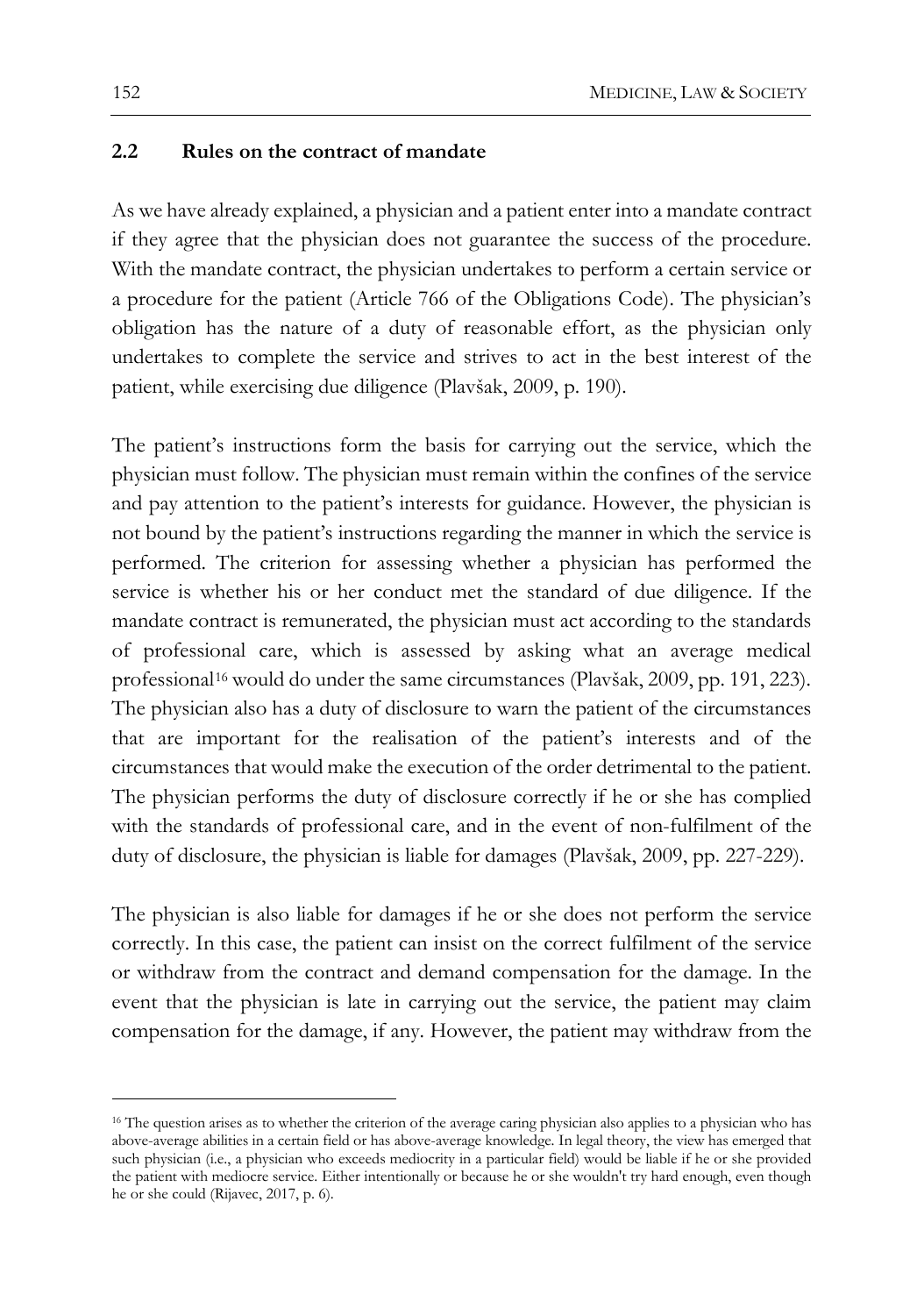## 2.2 Rules on the contract of mandate

As we have already explained, a physician and a patient enter into a mandate contract if they agree that the physician does not guarantee the success of the procedure. With the mandate contract, the physician undertakes to perform a certain service or a procedure for the patient (Article 766 of the Obligations Code). The physician's obligation has the nature of a duty of reasonable effort, as the physician only undertakes to complete the service and strives to act in the best interest of the patient, while exercising due diligence (Plavšak, 2009, p. 190).

The patient's instructions form the basis for carrying out the service, which the physician must follow. The physician must remain within the confines of the service and pay attention to the patient's interests for guidance. However, the physician is not bound by the patient's instructions regarding the manner in which the service is performed. The criterion for assessing whether a physician has performed the service is whether his or her conduct met the standard of due diligence. If the mandate contract is remunerated, the physician must act according to the standards of professional care, which is assessed by asking what an average medical professional[16] would do under the same circumstances (Plavšak, 2009, pp. 191, 223). The physician also has a duty of disclosure to warn the patient of the circumstances that are important for the realisation of the patient's interests and of the circumstances that would make the execution of the order detrimental to the patient. The physician performs the duty of disclosure correctly if he or she has complied with the standards of professional care, and in the event of non-fulfilment of the duty of disclosure, the physician is liable for damages (Plavšak, 2009, pp. 227-229).

The physician is also liable for damages if he or she does not perform the service correctly. In this case, the patient can insist on the correct fulfilment of the service or withdraw from the contract and demand compensation for the damage. In the event that the physician is late in carrying out the service, the patient may claim compensation for the damage, if any. However, the patient may withdraw from the

[16] The question arises as to whether the criterion of the average caring physician also applies to a physician who has above-average abilities in a certain field or has above-average knowledge. In legal theory, the view has emerged that such physician (i.e., a physician who exceeds mediocrity in a particular field) would be liable if he or she provided the patient with mediocre service. Either intentionally or because he or she wouldn't try hard enough, even though he or she could (Rijavec, 2017, p. 6).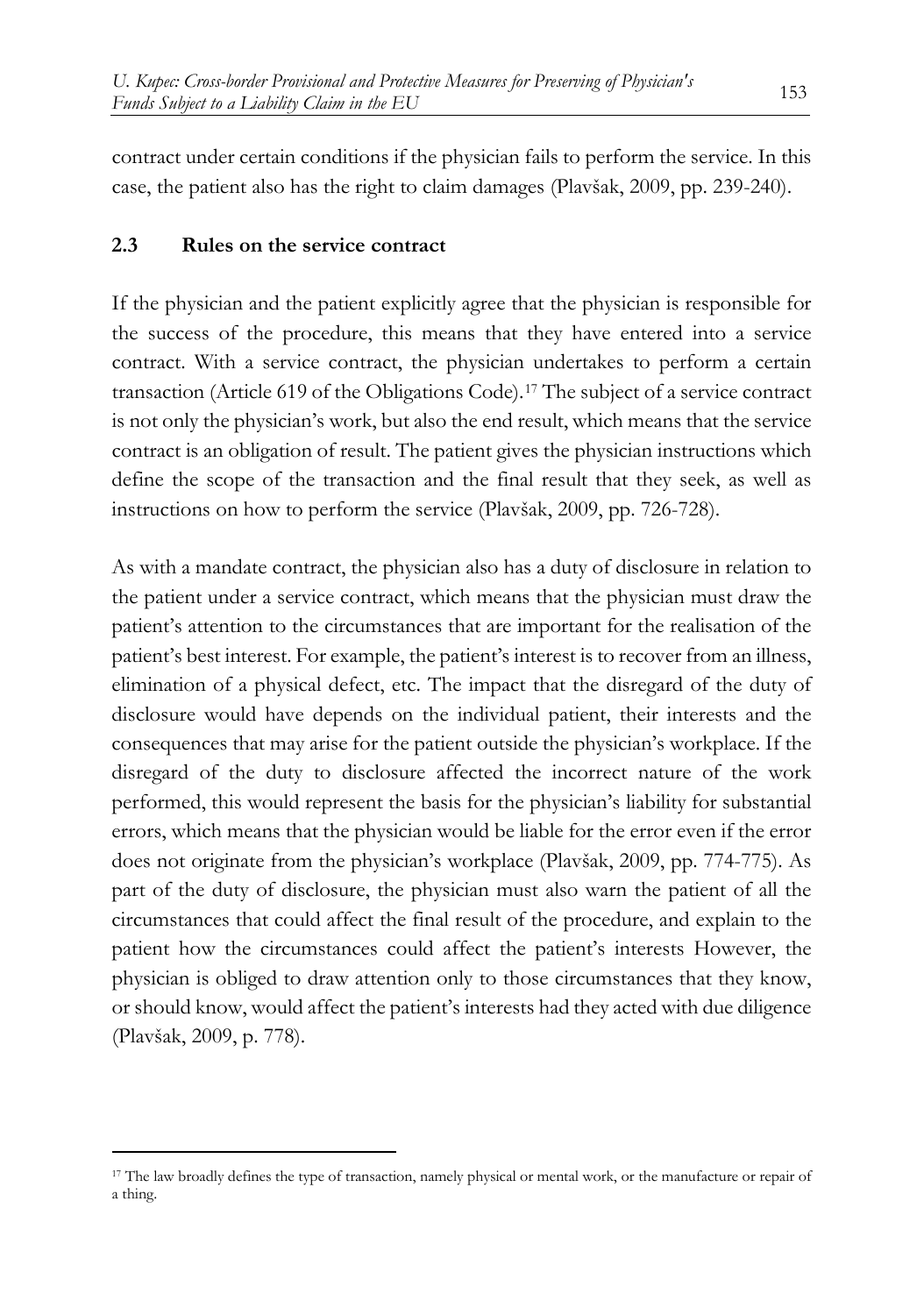contract under certain conditions if the physician fails to perform the service. In this case, the patient also has the right to claim damages (Plavšak, 2009, pp. 239-240).

## 2.3 Rules on the service contract

If the physician and the patient explicitly agree that the physician is responsible for the success of the procedure, this means that they have entered into a service contract. With a service contract, the physician undertakes to perform a certain transaction (Article 619 of the Obligations Code).[17] The subject of a service contract is not only the physician's work, but also the end result, which means that the service contract is an obligation of result. The patient gives the physician instructions which define the scope of the transaction and the final result that they seek, as well as instructions on how to perform the service (Plavšak, 2009, pp. 726-728).

As with a mandate contract, the physician also has a duty of disclosure in relation to the patient under a service contract, which means that the physician must draw the patient's attention to the circumstances that are important for the realisation of the patient's best interest. For example, the patient's interest is to recover from an illness, elimination of a physical defect, etc. The impact that the disregard of the duty of disclosure would have depends on the individual patient, their interests and the consequences that may arise for the patient outside the physician's workplace. If the disregard of the duty to disclosure affected the incorrect nature of the work performed, this would represent the basis for the physician's liability for substantial errors, which means that the physician would be liable for the error even if the error does not originate from the physician's workplace (Plavšak, 2009, pp. 774-775). As part of the duty of disclosure, the physician must also warn the patient of all the circumstances that could affect the final result of the procedure, and explain to the patient how the circumstances could affect the patient's interests However, the physician is obliged to draw attention only to those circumstances that they know, or should know, would affect the patient's interests had they acted with due diligence (Plavšak, 2009, p. 778).

---

[17] The law broadly defines the type of transaction, namely physical or mental work, or the manufacture or repair of a thing.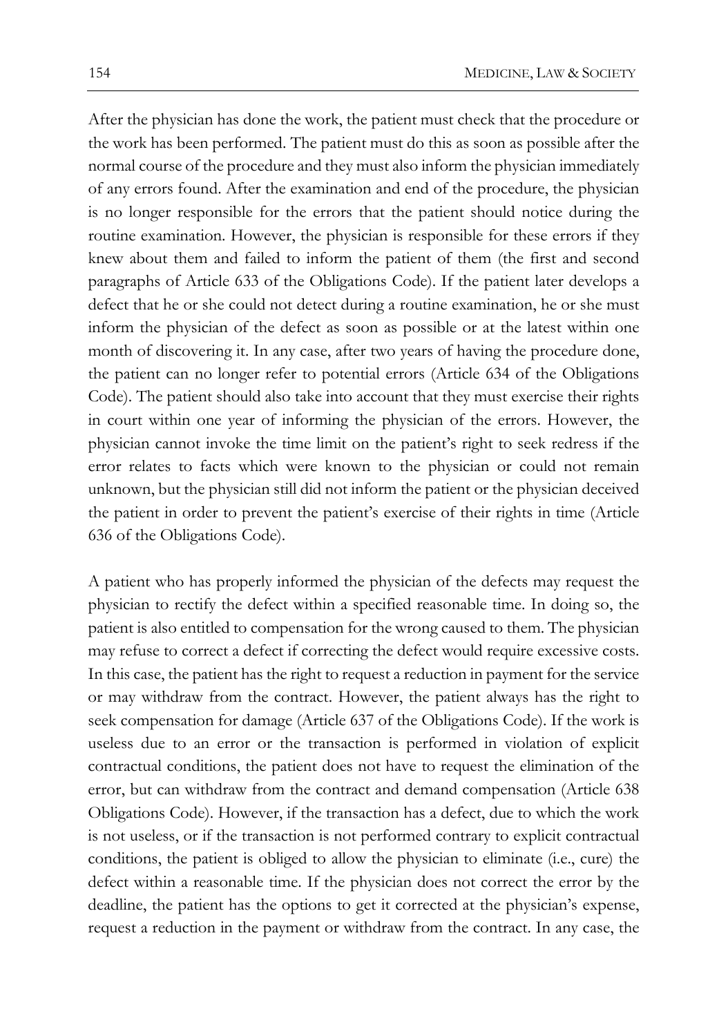After the physician has done the work, the patient must check that the procedure or the work has been performed. The patient must do this as soon as possible after the normal course of the procedure and they must also inform the physician immediately of any errors found. After the examination and end of the procedure, the physician is no longer responsible for the errors that the patient should notice during the routine examination. However, the physician is responsible for these errors if they knew about them and failed to inform the patient of them (the first and second paragraphs of Article 633 of the Obligations Code). If the patient later develops a defect that he or she could not detect during a routine examination, he or she must inform the physician of the defect as soon as possible or at the latest within one month of discovering it. In any case, after two years of having the procedure done, the patient can no longer refer to potential errors (Article 634 of the Obligations Code). The patient should also take into account that they must exercise their rights in court within one year of informing the physician of the errors. However, the physician cannot invoke the time limit on the patient's right to seek redress if the error relates to facts which were known to the physician or could not remain unknown, but the physician still did not inform the patient or the physician deceived the patient in order to prevent the patient's exercise of their rights in time (Article 636 of the Obligations Code).

A patient who has properly informed the physician of the defects may request the physician to rectify the defect within a specified reasonable time. In doing so, the patient is also entitled to compensation for the wrong caused to them. The physician may refuse to correct a defect if correcting the defect would require excessive costs. In this case, the patient has the right to request a reduction in payment for the service or may withdraw from the contract. However, the patient always has the right to seek compensation for damage (Article 637 of the Obligations Code). If the work is useless due to an error or the transaction is performed in violation of explicit contractual conditions, the patient does not have to request the elimination of the error, but can withdraw from the contract and demand compensation (Article 638 Obligations Code). However, if the transaction has a defect, due to which the work is not useless, or if the transaction is not performed contrary to explicit contractual conditions, the patient is obliged to allow the physician to eliminate (i.e., cure) the defect within a reasonable time. If the physician does not correct the error by the deadline, the patient has the options to get it corrected at the physician's expense, request a reduction in the payment or withdraw from the contract. In any case, the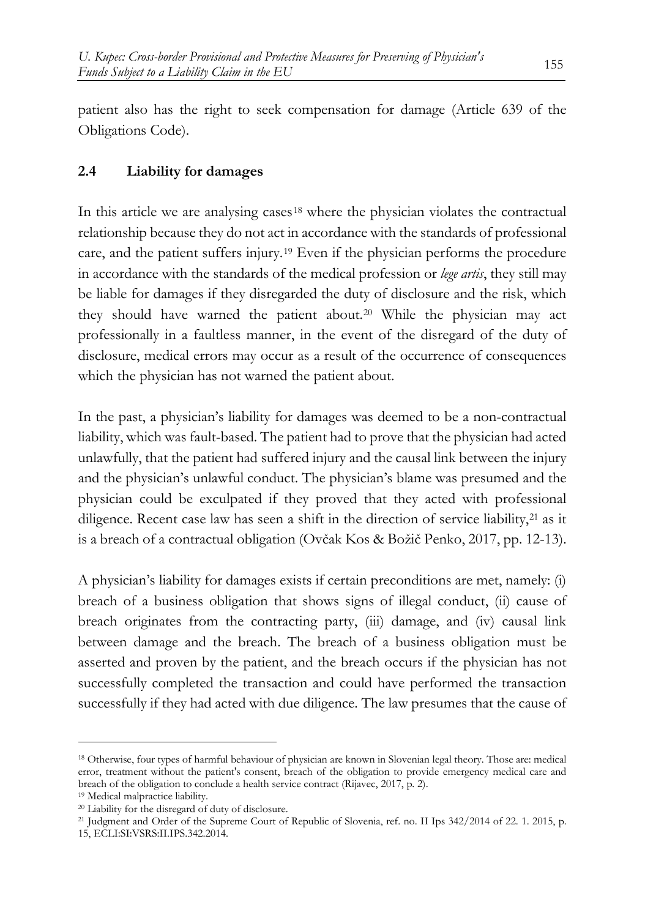patient also has the right to seek compensation for damage (Article 639 of the Obligations Code).

## 2.4 Liability for damages

In this article we are analysing cases[18] where the physician violates the contractual relationship because they do not act in accordance with the standards of professional care, and the patient suffers injury.[19] Even if the physician performs the procedure in accordance with the standards of the medical profession or *lege artis*, they still may be liable for damages if they disregarded the duty of disclosure and the risk, which they should have warned the patient about.[20] While the physician may act professionally in a faultless manner, in the event of the disregard of the duty of disclosure, medical errors may occur as a result of the occurrence of consequences which the physician has not warned the patient about.

In the past, a physician's liability for damages was deemed to be a non-contractual liability, which was fault-based. The patient had to prove that the physician had acted unlawfully, that the patient had suffered injury and the causal link between the injury and the physician's unlawful conduct. The physician's blame was presumed and the physician could be exculpated if they proved that they acted with professional diligence. Recent case law has seen a shift in the direction of service liability,[21] as it is a breach of a contractual obligation (Ovčak Kos & Božič Penko, 2017, pp. 12-13).

A physician's liability for damages exists if certain preconditions are met, namely: (i) breach of a business obligation that shows signs of illegal conduct, (ii) cause of breach originates from the contracting party, (iii) damage, and (iv) causal link between damage and the breach. The breach of a business obligation must be asserted and proven by the patient, and the breach occurs if the physician has not successfully completed the transaction and could have performed the transaction successfully if they had acted with due diligence. The law presumes that the cause of

---

[18] Otherwise, four types of harmful behaviour of physician are known in Slovenian legal theory. Those are: medical error, treatment without the patient's consent, breach of the obligation to provide emergency medical care and breach of the obligation to conclude a health service contract (Rijavec, 2017, p. 2).

[19] Medical malpractice liability.

[20] Liability for the disregard of duty of disclosure.

[21] Judgment and Order of the Supreme Court of Republic of Slovenia, ref. no. II Ips 342/2014 of 22. 1. 2015, p. 15, ECLI:SI:VSRS:II.IPS.342.2014.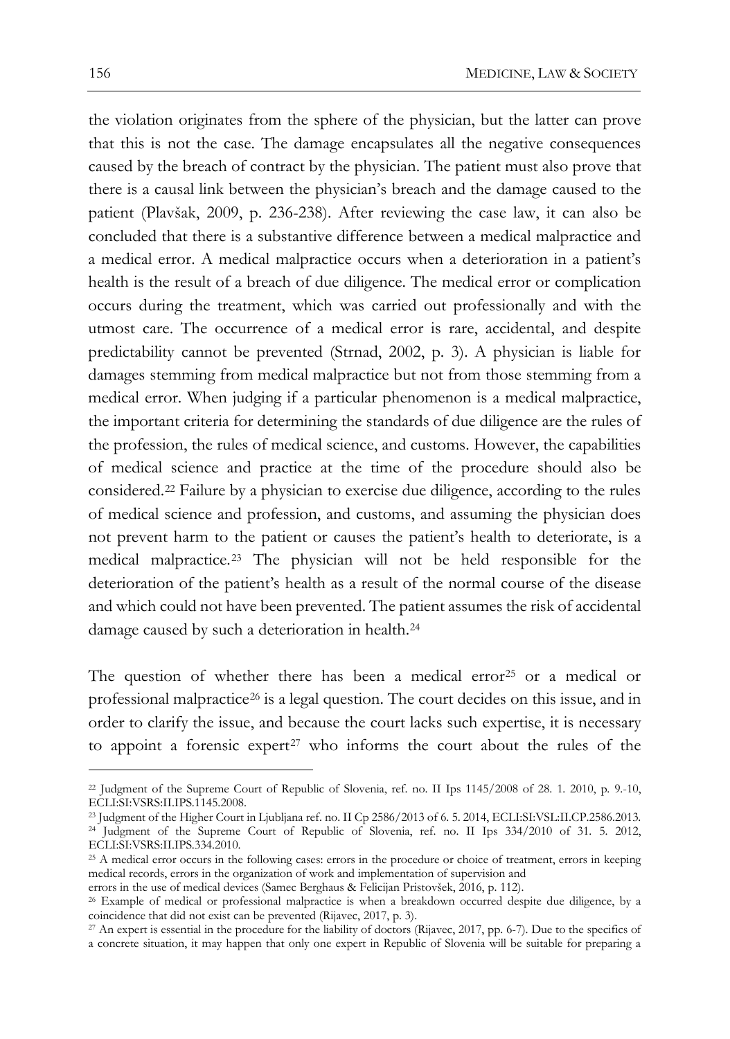the violation originates from the sphere of the physician, but the latter can prove that this is not the case. The damage encapsulates all the negative consequences caused by the breach of contract by the physician. The patient must also prove that there is a causal link between the physician's breach and the damage caused to the patient (Plavšak, 2009, p. 236-238). After reviewing the case law, it can also be concluded that there is a substantive difference between a medical malpractice and a medical error. A medical malpractice occurs when a deterioration in a patient's health is the result of a breach of due diligence. The medical error or complication occurs during the treatment, which was carried out professionally and with the utmost care. The occurrence of a medical error is rare, accidental, and despite predictability cannot be prevented (Strnad, 2002, p. 3). A physician is liable for damages stemming from medical malpractice but not from those stemming from a medical error. When judging if a particular phenomenon is a medical malpractice, the important criteria for determining the standards of due diligence are the rules of the profession, the rules of medical science, and customs. However, the capabilities of medical science and practice at the time of the procedure should also be considered.[22] Failure by a physician to exercise due diligence, according to the rules of medical science and profession, and customs, and assuming the physician does not prevent harm to the patient or causes the patient's health to deteriorate, is a medical malpractice.[23] The physician will not be held responsible for the deterioration of the patient's health as a result of the normal course of the disease and which could not have been prevented. The patient assumes the risk of accidental damage caused by such a deterioration in health.[24]

The question of whether there has been a medical error[25] or a medical or professional malpractice[26] is a legal question. The court decides on this issue, and in order to clarify the issue, and because the court lacks such expertise, it is necessary to appoint a forensic expert[27] who informs the court about the rules of the

---

[22] Judgment of the Supreme Court of Republic of Slovenia, ref. no. II Ips 1145/2008 of 28. 1. 2010, p. 9.-10, ECLI:SI:VSRS:II.IPS.1145.2008.

[23] Judgment of the Higher Court in Ljubljana ref. no. II Cp 2586/2013 of 6. 5. 2014, ECLI:SI:VSL:II.CP.2586.2013.

[24] Judgment of the Supreme Court of Republic of Slovenia, ref. no. II Ips 334/2010 of 31. 5. 2012, ECLI:SI:VSRS:II.IPS.334.2010.

[25] A medical error occurs in the following cases: errors in the procedure or choice of treatment, errors in keeping medical records, errors in the organization of work and implementation of supervision and errors in the use of medical devices (Samec Berghaus & Felicijan Pristovšek, 2016, p. 112).

[26] Example of medical or professional malpractice is when a breakdown occurred despite due diligence, by a coincidence that did not exist can be prevented (Rijavec, 2017, p. 3).

[27] An expert is essential in the procedure for the liability of doctors (Rijavec, 2017, pp. 6-7). Due to the specifics of a concrete situation, it may happen that only one expert in Republic of Slovenia will be suitable for preparing a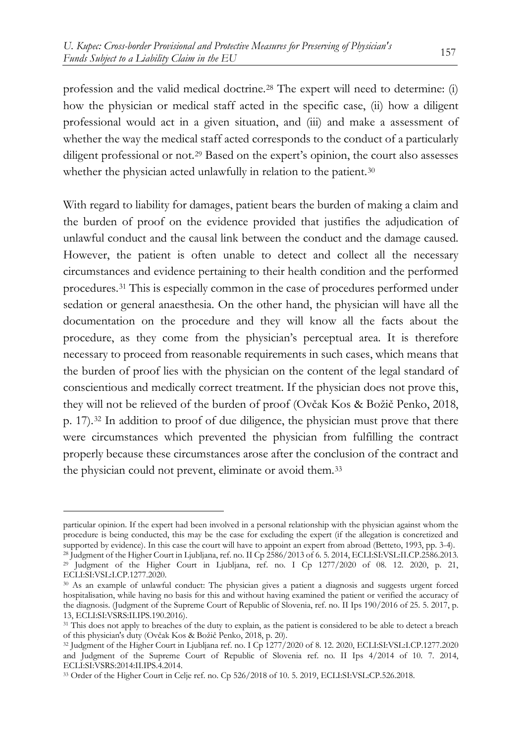profession and the valid medical doctrine.[28] The expert will need to determine: (i) how the physician or medical staff acted in the specific case, (ii) how a diligent professional would act in a given situation, and (iii) and make a assessment of whether the way the medical staff acted corresponds to the conduct of a particularly diligent professional or not.[29] Based on the expert's opinion, the court also assesses whether the physician acted unlawfully in relation to the patient.[30]

With regard to liability for damages, patient bears the burden of making a claim and the burden of proof on the evidence provided that justifies the adjudication of unlawful conduct and the causal link between the conduct and the damage caused. However, the patient is often unable to detect and collect all the necessary circumstances and evidence pertaining to their health condition and the performed procedures.[31] This is especially common in the case of procedures performed under sedation or general anaesthesia. On the other hand, the physician will have all the documentation on the procedure and they will know all the facts about the procedure, as they come from the physician's perceptual area. It is therefore necessary to proceed from reasonable requirements in such cases, which means that the burden of proof lies with the physician on the content of the legal standard of conscientious and medically correct treatment. If the physician does not prove this, they will not be relieved of the burden of proof (Ovčak Kos & Božič Penko, 2018, p. 17).[32] In addition to proof of due diligence, the physician must prove that there were circumstances which prevented the physician from fulfilling the contract properly because these circumstances arose after the conclusion of the contract and the physician could not prevent, eliminate or avoid them.[33]

---

particular opinion. If the expert had been involved in a personal relationship with the physician against whom the procedure is being conducted, this may be the case for excluding the expert (if the allegation is concretized and supported by evidence). In this case the court will have to appoint an expert from abroad (Betteto, 1993, pp. 3-4).

[28] Judgment of the Higher Court in Ljubljana, ref. no. II Cp 2586/2013 of 6. 5. 2014, ECLI:SI:VSL:II.CP.2586.2013.

[29] Judgment of the Higher Court in Ljubljana, ref. no. I Cp 1277/2020 of 08. 12. 2020, p. 21, ECLI:SI:VSL:I.CP.1277.2020.

[30] As an example of unlawful conduct: The physician gives a patient a diagnosis and suggests urgent forced hospitalisation, while having no basis for this and without having examined the patient or verified the accuracy of the diagnosis. (Judgment of the Supreme Court of Republic of Slovenia, ref. no. II Ips 190/2016 of 25. 5. 2017, p. 13, ECLI:SI:VSRS:II.IPS.190.2016).

[31] This does not apply to breaches of the duty to explain, as the patient is considered to be able to detect a breach of this physician's duty (Ovčak Kos & Božič Penko, 2018, p. 20).

[32] Judgment of the Higher Court in Ljubljana ref. no. I Cp 1277/2020 of 8. 12. 2020, ECLI:SI:VSL:I.CP.1277.2020 and Judgment of the Supreme Court of Republic of Slovenia ref. no. II Ips 4/2014 of 10. 7. 2014, ECLI:SI:VSRS:2014:II.IPS.4.2014.

[33] Order of the Higher Court in Celje ref. no. Cp 526/2018 of 10. 5. 2019, ECLI:SI:VSL:CP.526.2018.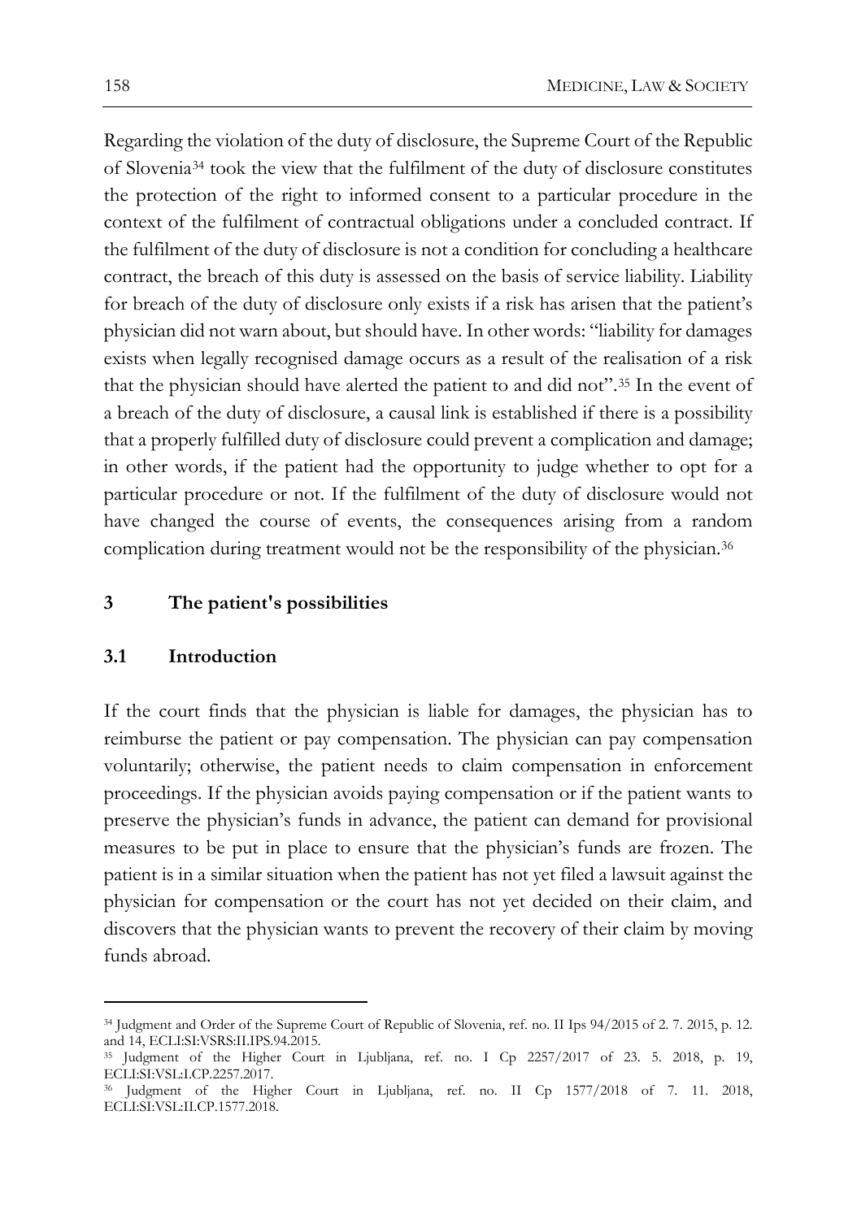Regarding the violation of the duty of disclosure, the Supreme Court of the Republic of Slovenia[34] took the view that the fulfilment of the duty of disclosure constitutes the protection of the right to informed consent to a particular procedure in the context of the fulfilment of contractual obligations under a concluded contract. If the fulfilment of the duty of disclosure is not a condition for concluding a healthcare contract, the breach of this duty is assessed on the basis of service liability. Liability for breach of the duty of disclosure only exists if a risk has arisen that the patient's physician did not warn about, but should have. In other words: "liability for damages exists when legally recognised damage occurs as a result of the realisation of a risk that the physician should have alerted the patient to and did not".[35] In the event of a breach of the duty of disclosure, a causal link is established if there is a possibility that a properly fulfilled duty of disclosure could prevent a complication and damage; in other words, if the patient had the opportunity to judge whether to opt for a particular procedure or not. If the fulfilment of the duty of disclosure would not have changed the course of events, the consequences arising from a random complication during treatment would not be the responsibility of the physician.[36]

## 3 The patient's possibilities

### 3.1 Introduction

If the court finds that the physician is liable for damages, the physician has to reimburse the patient or pay compensation. The physician can pay compensation voluntarily; otherwise, the patient needs to claim compensation in enforcement proceedings. If the physician avoids paying compensation or if the patient wants to preserve the physician's funds in advance, the patient can demand for provisional measures to be put in place to ensure that the physician's funds are frozen. The patient is in a similar situation when the patient has not yet filed a lawsuit against the physician for compensation or the court has not yet decided on their claim, and discovers that the physician wants to prevent the recovery of their claim by moving funds abroad.

---

[34] Judgment and Order of the Supreme Court of Republic of Slovenia, ref. no. II Ips 94/2015 of 2. 7. 2015, p. 12. and 14, ECLI:SI:VSRS:II.IPS.94.2015.

[35] Judgment of the Higher Court in Ljubljana, ref. no. I Cp 2257/2017 of 23. 5. 2018, p. 19, ECLI:SI:VSL:I.CP.2257.2017.

[36] Judgment of the Higher Court in Ljubljana, ref. no. II Cp 1577/2018 of 7. 11. 2018, ECLI:SI:VSL:II.CP.1577.2018.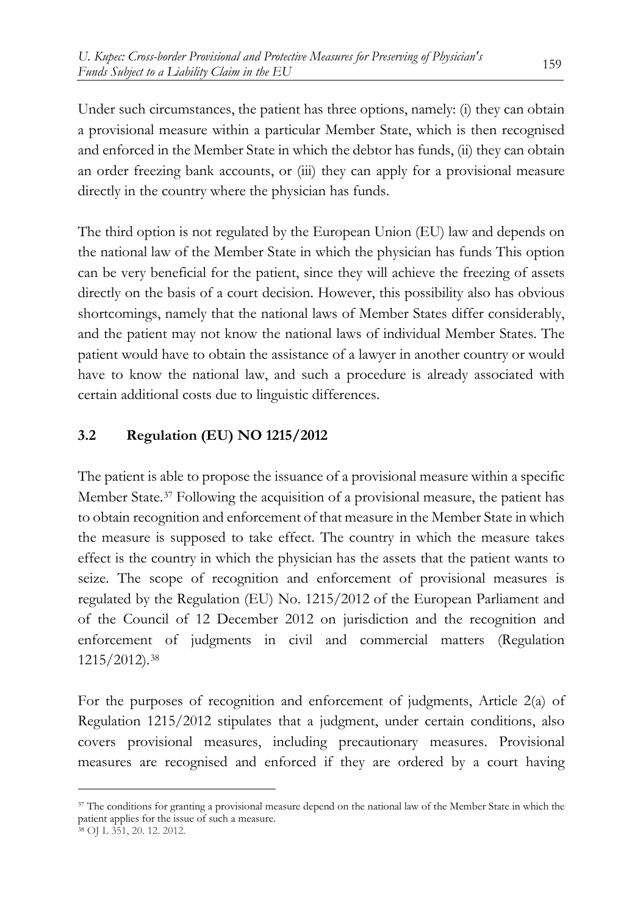Under such circumstances, the patient has three options, namely: (i) they can obtain a provisional measure within a particular Member State, which is then recognised and enforced in the Member State in which the debtor has funds, (ii) they can obtain an order freezing bank accounts, or (iii) they can apply for a provisional measure directly in the country where the physician has funds.

The third option is not regulated by the European Union (EU) law and depends on the national law of the Member State in which the physician has funds This option can be very beneficial for the patient, since they will achieve the freezing of assets directly on the basis of a court decision. However, this possibility also has obvious shortcomings, namely that the national laws of Member States differ considerably, and the patient may not know the national laws of individual Member States. The patient would have to obtain the assistance of a lawyer in another country or would have to know the national law, and such a procedure is already associated with certain additional costs due to linguistic differences.

### 3.2 Regulation (EU) NO 1215/2012

The patient is able to propose the issuance of a provisional measure within a specific Member State.[37] Following the acquisition of a provisional measure, the patient has to obtain recognition and enforcement of that measure in the Member State in which the measure is supposed to take effect. The country in which the measure takes effect is the country in which the physician has the assets that the patient wants to seize. The scope of recognition and enforcement of provisional measures is regulated by the Regulation (EU) No. 1215/2012 of the European Parliament and of the Council of 12 December 2012 on jurisdiction and the recognition and enforcement of judgments in civil and commercial matters (Regulation 1215/2012).[38]

For the purposes of recognition and enforcement of judgments, Article 2(a) of Regulation 1215/2012 stipulates that a judgment, under certain conditions, also covers provisional measures, including precautionary measures. Provisional measures are recognised and enforced if they are ordered by a court having

---

[37] The conditions for granting a provisional measure depend on the national law of the Member State in which the patient applies for the issue of such a measure.

[38] OJ L 351, 20. 12. 2012.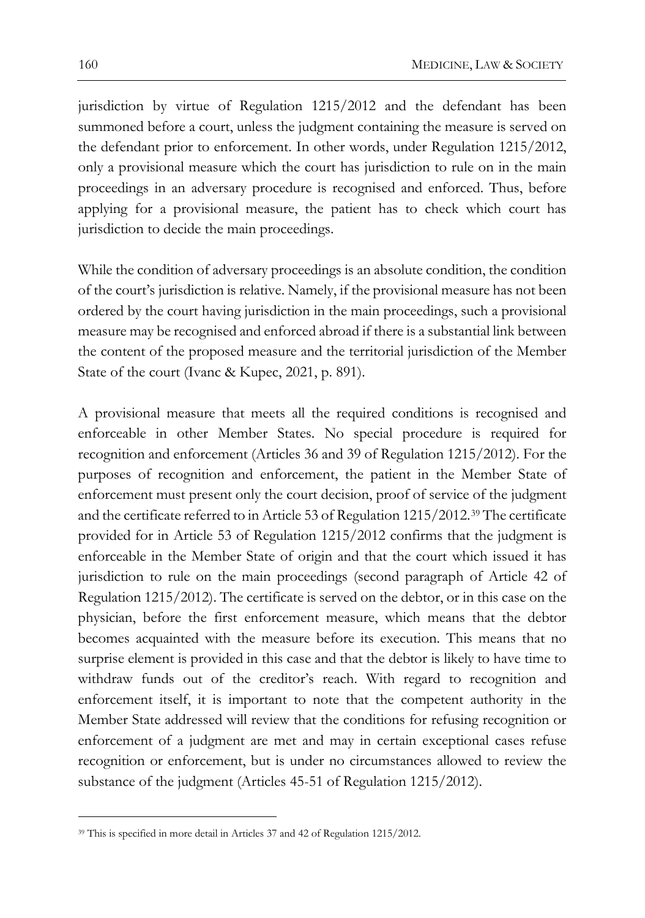jurisdiction by virtue of Regulation 1215/2012 and the defendant has been summoned before a court, unless the judgment containing the measure is served on the defendant prior to enforcement. In other words, under Regulation 1215/2012, only a provisional measure which the court has jurisdiction to rule on in the main proceedings in an adversary procedure is recognised and enforced. Thus, before applying for a provisional measure, the patient has to check which court has jurisdiction to decide the main proceedings.

While the condition of adversary proceedings is an absolute condition, the condition of the court's jurisdiction is relative. Namely, if the provisional measure has not been ordered by the court having jurisdiction in the main proceedings, such a provisional measure may be recognised and enforced abroad if there is a substantial link between the content of the proposed measure and the territorial jurisdiction of the Member State of the court (Ivanc & Kupec, 2021, p. 891).

A provisional measure that meets all the required conditions is recognised and enforceable in other Member States. No special procedure is required for recognition and enforcement (Articles 36 and 39 of Regulation 1215/2012). For the purposes of recognition and enforcement, the patient in the Member State of enforcement must present only the court decision, proof of service of the judgment and the certificate referred to in Article 53 of Regulation 1215/2012.[39] The certificate provided for in Article 53 of Regulation 1215/2012 confirms that the judgment is enforceable in the Member State of origin and that the court which issued it has jurisdiction to rule on the main proceedings (second paragraph of Article 42 of Regulation 1215/2012). The certificate is served on the debtor, or in this case on the physician, before the first enforcement measure, which means that the debtor becomes acquainted with the measure before its execution. This means that no surprise element is provided in this case and that the debtor is likely to have time to withdraw funds out of the creditor's reach. With regard to recognition and enforcement itself, it is important to note that the competent authority in the Member State addressed will review that the conditions for refusing recognition or enforcement of a judgment are met and may in certain exceptional cases refuse recognition or enforcement, but is under no circumstances allowed to review the substance of the judgment (Articles 45-51 of Regulation 1215/2012).

[39] This is specified in more detail in Articles 37 and 42 of Regulation 1215/2012.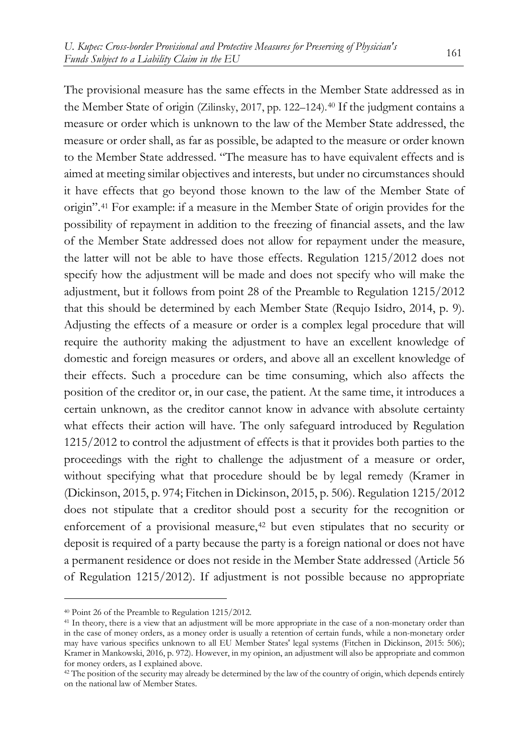The provisional measure has the same effects in the Member State addressed as in the Member State of origin (Zilinsky, 2017, pp. 122–124).[40] If the judgment contains a measure or order which is unknown to the law of the Member State addressed, the measure or order shall, as far as possible, be adapted to the measure or order known to the Member State addressed. "The measure has to have equivalent effects and is aimed at meeting similar objectives and interests, but under no circumstances should it have effects that go beyond those known to the law of the Member State of origin".[41] For example: if a measure in the Member State of origin provides for the possibility of repayment in addition to the freezing of financial assets, and the law of the Member State addressed does not allow for repayment under the measure, the latter will not be able to have those effects. Regulation 1215/2012 does not specify how the adjustment will be made and does not specify who will make the adjustment, but it follows from point 28 of the Preamble to Regulation 1215/2012 that this should be determined by each Member State (Requjo Isidro, 2014, p. 9). Adjusting the effects of a measure or order is a complex legal procedure that will require the authority making the adjustment to have an excellent knowledge of domestic and foreign measures or orders, and above all an excellent knowledge of their effects. Such a procedure can be time consuming, which also affects the position of the creditor or, in our case, the patient. At the same time, it introduces a certain unknown, as the creditor cannot know in advance with absolute certainty what effects their action will have. The only safeguard introduced by Regulation 1215/2012 to control the adjustment of effects is that it provides both parties to the proceedings with the right to challenge the adjustment of a measure or order, without specifying what that procedure should be by legal remedy (Kramer in (Dickinson, 2015, p. 974; Fitchen in Dickinson, 2015, p. 506). Regulation 1215/2012 does not stipulate that a creditor should post a security for the recognition or enforcement of a provisional measure,[42] but even stipulates that no security or deposit is required of a party because the party is a foreign national or does not have a permanent residence or does not reside in the Member State addressed (Article 56 of Regulation 1215/2012). If adjustment is not possible because no appropriate

---

[40] Point 26 of the Preamble to Regulation 1215/2012.

[41] In theory, there is a view that an adjustment will be more appropriate in the case of a non-monetary order than in the case of money orders, as a money order is usually a retention of certain funds, while a non-monetary order may have various specifics unknown to all EU Member States' legal systems (Fitchen in Dickinson, 2015: 506); Kramer in Mankowski, 2016, p. 972). However, in my opinion, an adjustment will also be appropriate and common for money orders, as I explained above.

[42] The position of the security may already be determined by the law of the country of origin, which depends entirely on the national law of Member States.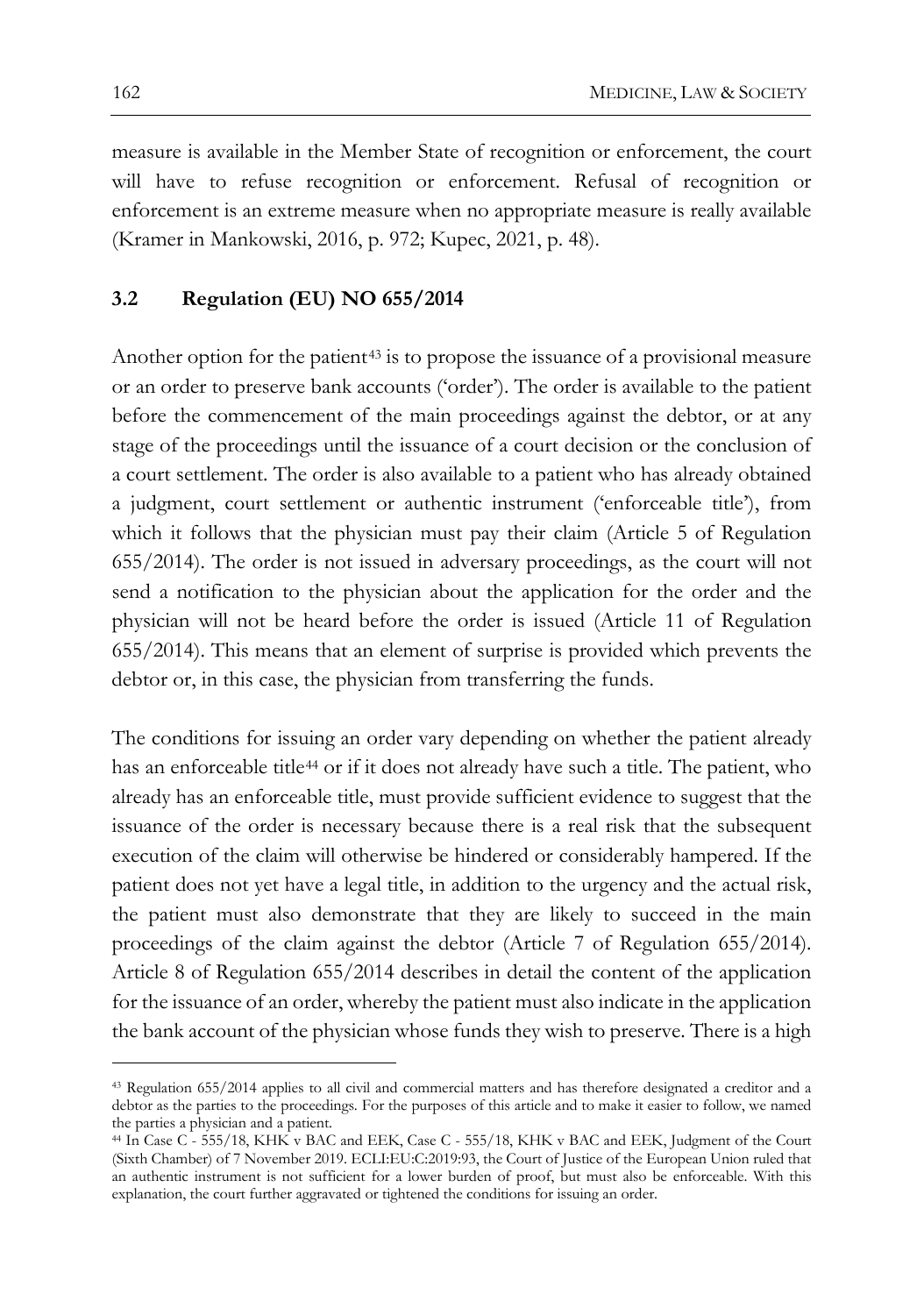measure is available in the Member State of recognition or enforcement, the court will have to refuse recognition or enforcement. Refusal of recognition or enforcement is an extreme measure when no appropriate measure is really available (Kramer in Mankowski, 2016, p. 972; Kupec, 2021, p. 48).

### 3.2 Regulation (EU) NO 655/2014

Another option for the patient[43] is to propose the issuance of a provisional measure or an order to preserve bank accounts ('order'). The order is available to the patient before the commencement of the main proceedings against the debtor, or at any stage of the proceedings until the issuance of a court decision or the conclusion of a court settlement. The order is also available to a patient who has already obtained a judgment, court settlement or authentic instrument ('enforceable title'), from which it follows that the physician must pay their claim (Article 5 of Regulation 655/2014). The order is not issued in adversary proceedings, as the court will not send a notification to the physician about the application for the order and the physician will not be heard before the order is issued (Article 11 of Regulation 655/2014). This means that an element of surprise is provided which prevents the debtor or, in this case, the physician from transferring the funds.

The conditions for issuing an order vary depending on whether the patient already has an enforceable title[44] or if it does not already have such a title. The patient, who already has an enforceable title, must provide sufficient evidence to suggest that the issuance of the order is necessary because there is a real risk that the subsequent execution of the claim will otherwise be hindered or considerably hampered. If the patient does not yet have a legal title, in addition to the urgency and the actual risk, the patient must also demonstrate that they are likely to succeed in the main proceedings of the claim against the debtor (Article 7 of Regulation 655/2014). Article 8 of Regulation 655/2014 describes in detail the content of the application for the issuance of an order, whereby the patient must also indicate in the application the bank account of the physician whose funds they wish to preserve. There is a high

---

[43] Regulation 655/2014 applies to all civil and commercial matters and has therefore designated a creditor and a debtor as the parties to the proceedings. For the purposes of this article and to make it easier to follow, we named the parties a physician and a patient.

[44] In Case C - 555/18, KHK v BAC and EEK, Case C - 555/18, KHK v BAC and EEK, Judgment of the Court (Sixth Chamber) of 7 November 2019. ECLI:EU:C:2019:93, the Court of Justice of the European Union ruled that an authentic instrument is not sufficient for a lower burden of proof, but must also be enforceable. With this explanation, the court further aggravated or tightened the conditions for issuing an order.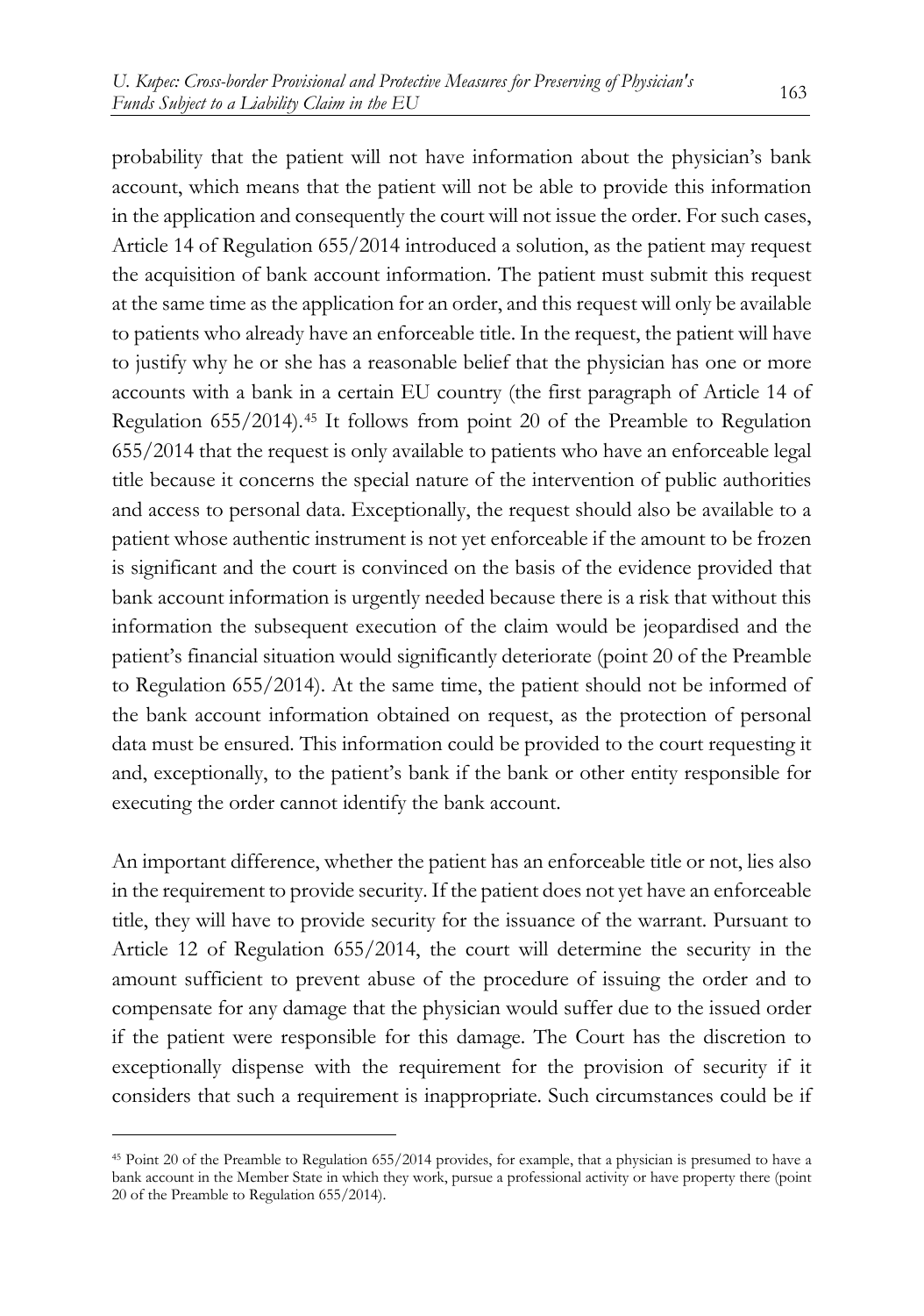probability that the patient will not have information about the physician's bank account, which means that the patient will not be able to provide this information in the application and consequently the court will not issue the order. For such cases, Article 14 of Regulation 655/2014 introduced a solution, as the patient may request the acquisition of bank account information. The patient must submit this request at the same time as the application for an order, and this request will only be available to patients who already have an enforceable title. In the request, the patient will have to justify why he or she has a reasonable belief that the physician has one or more accounts with a bank in a certain EU country (the first paragraph of Article 14 of Regulation 655/2014).[45] It follows from point 20 of the Preamble to Regulation 655/2014 that the request is only available to patients who have an enforceable legal title because it concerns the special nature of the intervention of public authorities and access to personal data. Exceptionally, the request should also be available to a patient whose authentic instrument is not yet enforceable if the amount to be frozen is significant and the court is convinced on the basis of the evidence provided that bank account information is urgently needed because there is a risk that without this information the subsequent execution of the claim would be jeopardised and the patient's financial situation would significantly deteriorate (point 20 of the Preamble to Regulation 655/2014). At the same time, the patient should not be informed of the bank account information obtained on request, as the protection of personal data must be ensured. This information could be provided to the court requesting it and, exceptionally, to the patient's bank if the bank or other entity responsible for executing the order cannot identify the bank account.

An important difference, whether the patient has an enforceable title or not, lies also in the requirement to provide security. If the patient does not yet have an enforceable title, they will have to provide security for the issuance of the warrant. Pursuant to Article 12 of Regulation 655/2014, the court will determine the security in the amount sufficient to prevent abuse of the procedure of issuing the order and to compensate for any damage that the physician would suffer due to the issued order if the patient were responsible for this damage. The Court has the discretion to exceptionally dispense with the requirement for the provision of security if it considers that such a requirement is inappropriate. Such circumstances could be if

[45] Point 20 of the Preamble to Regulation 655/2014 provides, for example, that a physician is presumed to have a bank account in the Member State in which they work, pursue a professional activity or have property there (point 20 of the Preamble to Regulation 655/2014).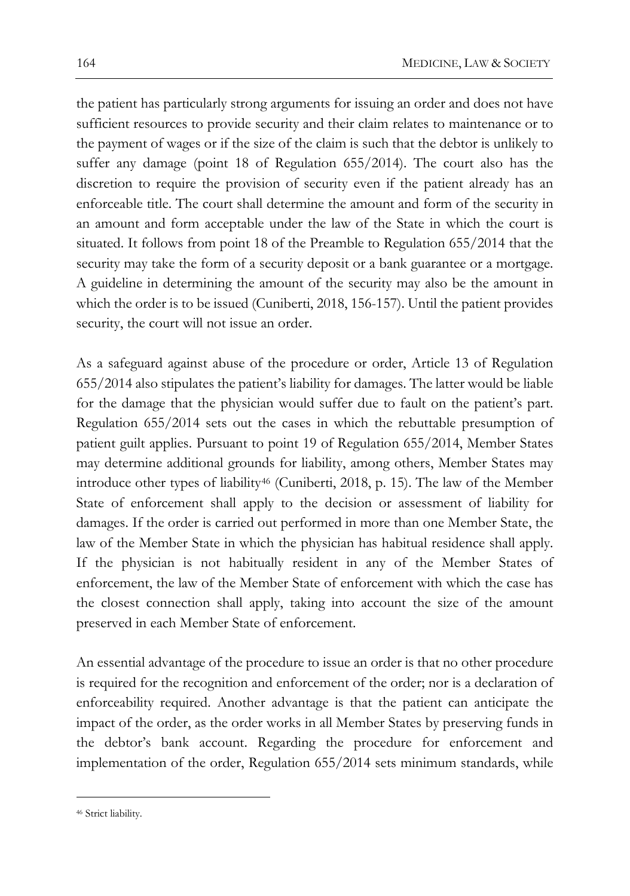the patient has particularly strong arguments for issuing an order and does not have sufficient resources to provide security and their claim relates to maintenance or to the payment of wages or if the size of the claim is such that the debtor is unlikely to suffer any damage (point 18 of Regulation 655/2014). The court also has the discretion to require the provision of security even if the patient already has an enforceable title. The court shall determine the amount and form of the security in an amount and form acceptable under the law of the State in which the court is situated. It follows from point 18 of the Preamble to Regulation 655/2014 that the security may take the form of a security deposit or a bank guarantee or a mortgage. A guideline in determining the amount of the security may also be the amount in which the order is to be issued (Cuniberti, 2018, 156-157). Until the patient provides security, the court will not issue an order.

As a safeguard against abuse of the procedure or order, Article 13 of Regulation 655/2014 also stipulates the patient's liability for damages. The latter would be liable for the damage that the physician would suffer due to fault on the patient's part. Regulation 655/2014 sets out the cases in which the rebuttable presumption of patient guilt applies. Pursuant to point 19 of Regulation 655/2014, Member States may determine additional grounds for liability, among others, Member States may introduce other types of liability[46] (Cuniberti, 2018, p. 15). The law of the Member State of enforcement shall apply to the decision or assessment of liability for damages. If the order is carried out performed in more than one Member State, the law of the Member State in which the physician has habitual residence shall apply. If the physician is not habitually resident in any of the Member States of enforcement, the law of the Member State of enforcement with which the case has the closest connection shall apply, taking into account the size of the amount preserved in each Member State of enforcement.

An essential advantage of the procedure to issue an order is that no other procedure is required for the recognition and enforcement of the order; nor is a declaration of enforceability required. Another advantage is that the patient can anticipate the impact of the order, as the order works in all Member States by preserving funds in the debtor's bank account. Regarding the procedure for enforcement and implementation of the order, Regulation 655/2014 sets minimum standards, while

[46] Strict liability.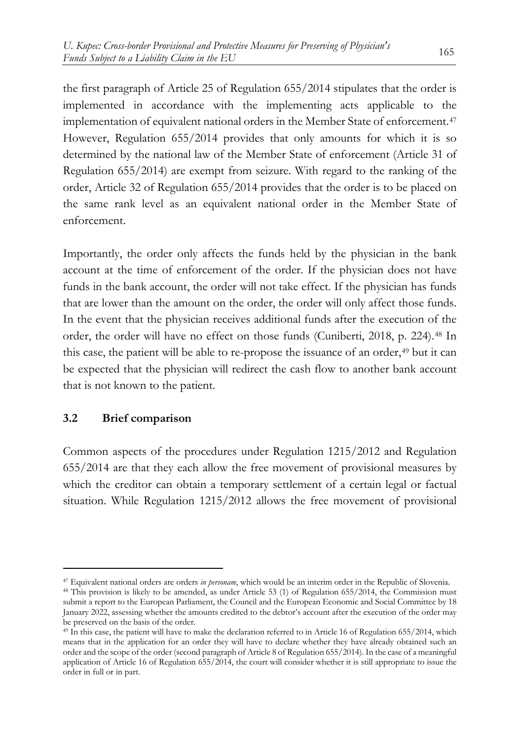the first paragraph of Article 25 of Regulation 655/2014 stipulates that the order is implemented in accordance with the implementing acts applicable to the implementation of equivalent national orders in the Member State of enforcement.[47] However, Regulation 655/2014 provides that only amounts for which it is so determined by the national law of the Member State of enforcement (Article 31 of Regulation 655/2014) are exempt from seizure. With regard to the ranking of the order, Article 32 of Regulation 655/2014 provides that the order is to be placed on the same rank level as an equivalent national order in the Member State of enforcement.

Importantly, the order only affects the funds held by the physician in the bank account at the time of enforcement of the order. If the physician does not have funds in the bank account, the order will not take effect. If the physician has funds that are lower than the amount on the order, the order will only affect those funds. In the event that the physician receives additional funds after the execution of the order, the order will have no effect on those funds (Cuniberti, 2018, p. 224).[48] In this case, the patient will be able to re-propose the issuance of an order,[49] but it can be expected that the physician will redirect the cash flow to another bank account that is not known to the patient.

### 3.2 Brief comparison

Common aspects of the procedures under Regulation 1215/2012 and Regulation 655/2014 are that they each allow the free movement of provisional measures by which the creditor can obtain a temporary settlement of a certain legal or factual situation. While Regulation 1215/2012 allows the free movement of provisional

---

[47] Equivalent national orders are orders *in personam*, which would be an interim order in the Republic of Slovenia.

[48] This provision is likely to be amended, as under Article 53 (1) of Regulation 655/2014, the Commission must submit a report to the European Parliament, the Council and the European Economic and Social Committee by 18 January 2022, assessing whether the amounts credited to the debtor's account after the execution of the order may be preserved on the basis of the order.

[49] In this case, the patient will have to make the declaration referred to in Article 16 of Regulation 655/2014, which means that in the application for an order they will have to declare whether they have already obtained such an order and the scope of the order (second paragraph of Article 8 of Regulation 655/2014). In the case of a meaningful application of Article 16 of Regulation 655/2014, the court will consider whether it is still appropriate to issue the order in full or in part.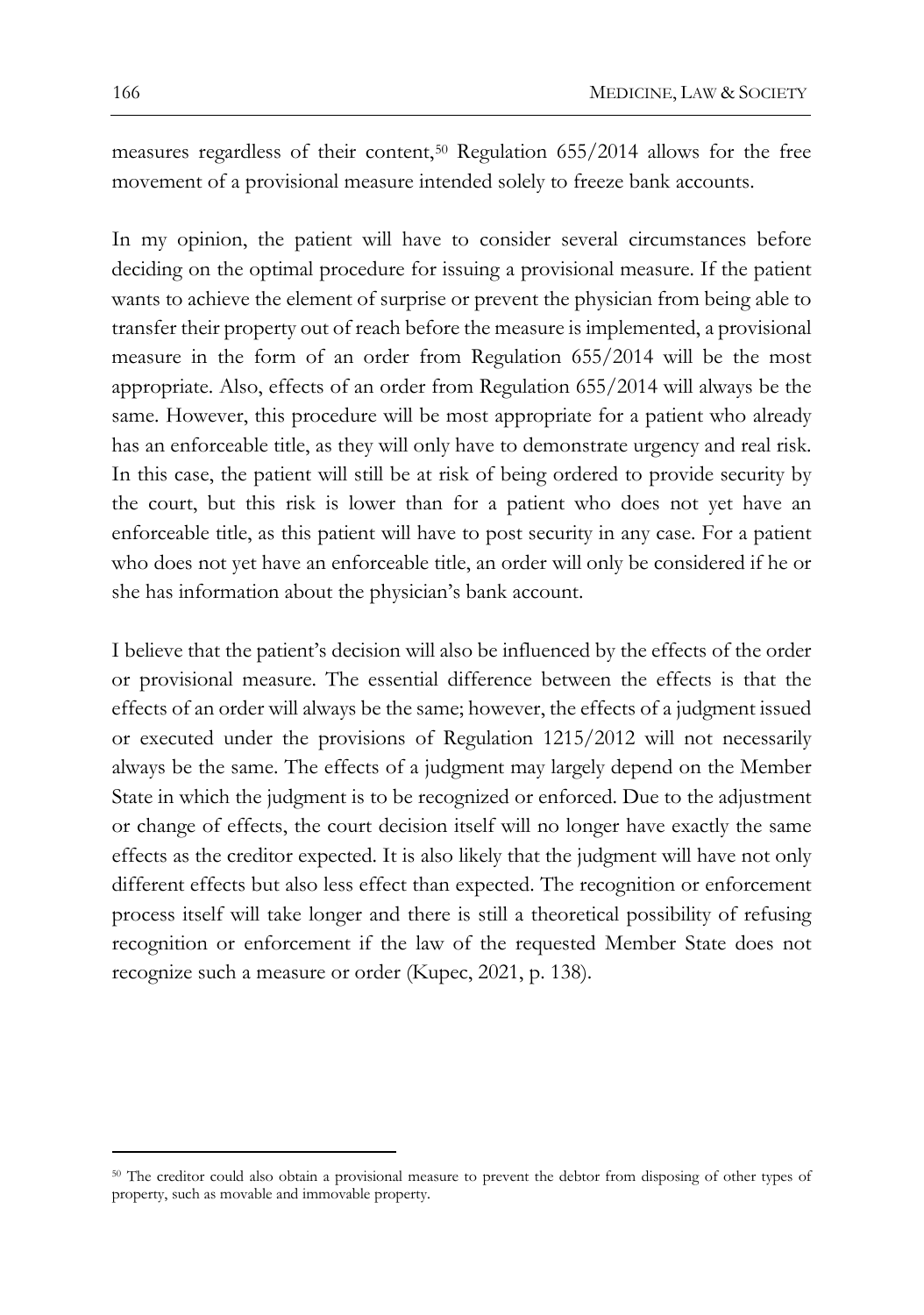measures regardless of their content,[50] Regulation 655/2014 allows for the free movement of a provisional measure intended solely to freeze bank accounts.

In my opinion, the patient will have to consider several circumstances before deciding on the optimal procedure for issuing a provisional measure. If the patient wants to achieve the element of surprise or prevent the physician from being able to transfer their property out of reach before the measure is implemented, a provisional measure in the form of an order from Regulation 655/2014 will be the most appropriate. Also, effects of an order from Regulation 655/2014 will always be the same. However, this procedure will be most appropriate for a patient who already has an enforceable title, as they will only have to demonstrate urgency and real risk. In this case, the patient will still be at risk of being ordered to provide security by the court, but this risk is lower than for a patient who does not yet have an enforceable title, as this patient will have to post security in any case. For a patient who does not yet have an enforceable title, an order will only be considered if he or she has information about the physician's bank account.

I believe that the patient's decision will also be influenced by the effects of the order or provisional measure. The essential difference between the effects is that the effects of an order will always be the same; however, the effects of a judgment issued or executed under the provisions of Regulation 1215/2012 will not necessarily always be the same. The effects of a judgment may largely depend on the Member State in which the judgment is to be recognized or enforced. Due to the adjustment or change of effects, the court decision itself will no longer have exactly the same effects as the creditor expected. It is also likely that the judgment will have not only different effects but also less effect than expected. The recognition or enforcement process itself will take longer and there is still a theoretical possibility of refusing recognition or enforcement if the law of the requested Member State does not recognize such a measure or order (Kupec, 2021, p. 138).

[50] The creditor could also obtain a provisional measure to prevent the debtor from disposing of other types of property, such as movable and immovable property.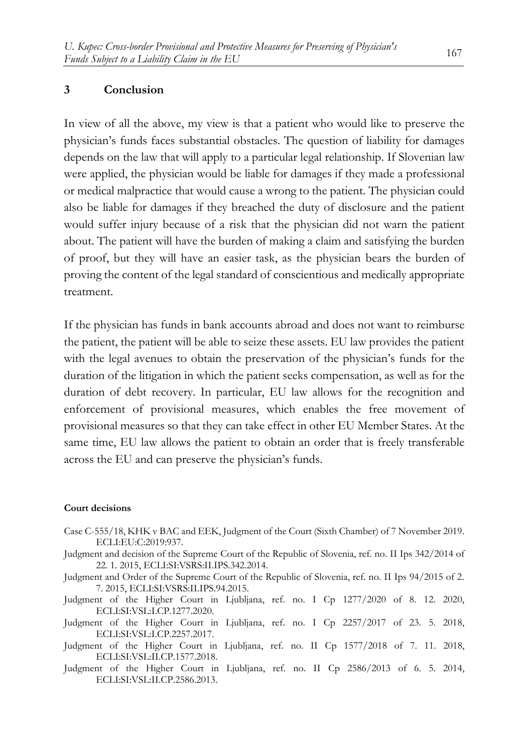## 3 Conclusion

In view of all the above, my view is that a patient who would like to preserve the physician's funds faces substantial obstacles. The question of liability for damages depends on the law that will apply to a particular legal relationship. If Slovenian law were applied, the physician would be liable for damages if they made a professional or medical malpractice that would cause a wrong to the patient. The physician could also be liable for damages if they breached the duty of disclosure and the patient would suffer injury because of a risk that the physician did not warn the patient about. The patient will have the burden of making a claim and satisfying the burden of proof, but they will have an easier task, as the physician bears the burden of proving the content of the legal standard of conscientious and medically appropriate treatment.

If the physician has funds in bank accounts abroad and does not want to reimburse the patient, the patient will be able to seize these assets. EU law provides the patient with the legal avenues to obtain the preservation of the physician's funds for the duration of the litigation in which the patient seeks compensation, as well as for the duration of debt recovery. In particular, EU law allows for the recognition and enforcement of provisional measures, which enables the free movement of provisional measures so that they can take effect in other EU Member States. At the same time, EU law allows the patient to obtain an order that is freely transferable across the EU and can preserve the physician's funds.

#### Court decisions

Case C-555/18, KHK v BAC and EEK, Judgment of the Court (Sixth Chamber) of 7 November 2019. ECLI:EU:C:2019:937.

Judgment and decision of the Supreme Court of the Republic of Slovenia, ref. no. II Ips 342/2014 of 22. 1. 2015, ECLI:SI:VSRS:II.IPS.342.2014.

Judgment and Order of the Supreme Court of the Republic of Slovenia, ref. no. II Ips 94/2015 of 2. 7. 2015, ECLI:SI:VSRS:II.IPS.94.2015.

Judgment of the Higher Court in Ljubljana, ref. no. I Cp 1277/2020 of 8. 12. 2020, ECLI:SI:VSL:I.CP.1277.2020.

Judgment of the Higher Court in Ljubljana, ref. no. I Cp 2257/2017 of 23. 5. 2018, ECLI:SI:VSL:I.CP.2257.2017.

Judgment of the Higher Court in Ljubljana, ref. no. II Cp 1577/2018 of 7. 11. 2018, ECLI:SI:VSL:II.CP.1577.2018.

Judgment of the Higher Court in Ljubljana, ref. no. II Cp 2586/2013 of 6. 5. 2014, ECLI:SI:VSL:II.CP.2586.2013.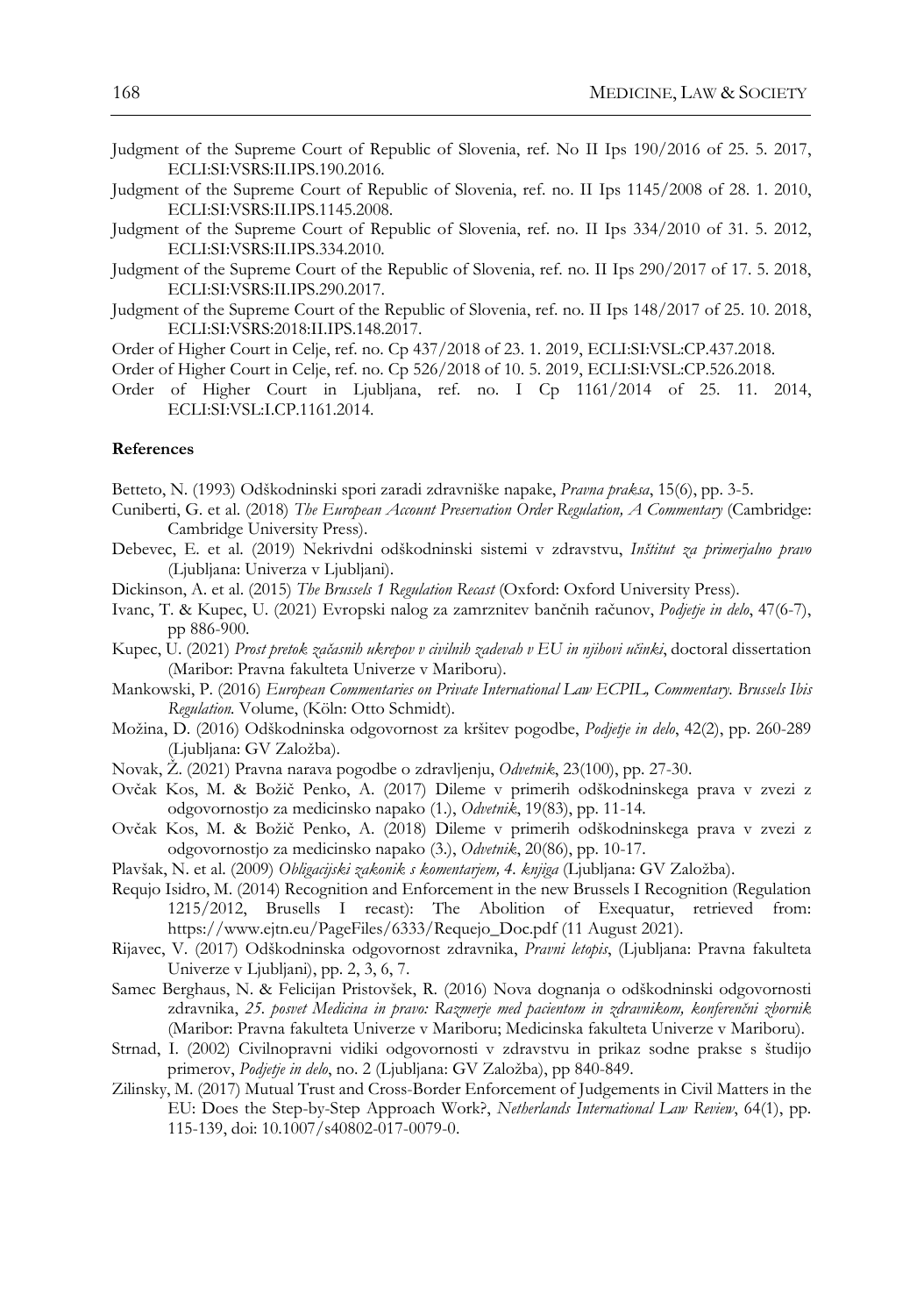Judgment of the Supreme Court of Republic of Slovenia, ref. No II Ips 190/2016 of 25. 5. 2017, ECLI:SI:VSRS:II.IPS.190.2016.

Judgment of the Supreme Court of Republic of Slovenia, ref. no. II Ips 1145/2008 of 28. 1. 2010, ECLI:SI:VSRS:II.IPS.1145.2008.

Judgment of the Supreme Court of Republic of Slovenia, ref. no. II Ips 334/2010 of 31. 5. 2012, ECLI:SI:VSRS:II.IPS.334.2010.

Judgment of the Supreme Court of the Republic of Slovenia, ref. no. II Ips 290/2017 of 17. 5. 2018, ECLI:SI:VSRS:II.IPS.290.2017.

Judgment of the Supreme Court of the Republic of Slovenia, ref. no. II Ips 148/2017 of 25. 10. 2018, ECLI:SI:VSRS:2018:II.IPS.148.2017.

Order of Higher Court in Celje, ref. no. Cp 437/2018 of 23. 1. 2019, ECLI:SI:VSL:CP.437.2018.

Order of Higher Court in Celje, ref. no. Cp 526/2018 of 10. 5. 2019, ECLI:SI:VSL:CP.526.2018.

Order of Higher Court in Ljubljana, ref. no. I Cp 1161/2014 of 25. 11. 2014, ECLI:SI:VSL:I.CP.1161.2014.

**References**

Betteto, N. (1993) Odškodninski spori zaradi zdravniške napake, *Pravna praksa*, 15(6), pp. 3-5.

Cuniberti, G. et al. (2018) *The European Account Preservation Order Regulation, A Commentary* (Cambridge: Cambridge University Press).

Debevec, E. et al. (2019) Nekrivdni odškodninski sistemi v zdravstvu, *Inštitut za primerjalno pravo* (Ljubljana: Univerza v Ljubljani).

Dickinson, A. et al. (2015) *The Brussels 1 Regulation Recast* (Oxford: Oxford University Press).

Ivanc, T. & Kupec, U. (2021) Evropski nalog za zamrznitev bančnih računov, *Podjetje in delo*, 47(6-7), pp 886-900.

Kupec, U. (2021) *Prost pretok začasnih ukrepov v civilnih zadevah v EU in njihovi učinki*, doctoral dissertation (Maribor: Pravna fakulteta Univerze v Mariboru).

Mankowski, P. (2016) *European Commentaries on Private International Law ECPIL, Commentary. Brussels Ibis Regulation.* Volume, (Köln: Otto Schmidt).

Možina, D. (2016) Odškodninska odgovornost za kršitev pogodbe, *Podjetje in delo*, 42(2), pp. 260-289 (Ljubljana: GV Založba).

Novak, Ž. (2021) Pravna narava pogodbe o zdravljenju, *Odvetnik*, 23(100), pp. 27-30.

Ovčak Kos, M. & Božič Penko, A. (2017) Dileme v primerih odškodninskega prava v zvezi z odgovornostjo za medicinsko napako (1.), *Odvetnik*, 19(83), pp. 11-14.

Ovčak Kos, M. & Božič Penko, A. (2018) Dileme v primerih odškodninskega prava v zvezi z odgovornostjo za medicinsko napako (3.), *Odvetnik*, 20(86), pp. 10-17.

Plavšak, N. et al. (2009) *Obligacijski zakonik s komentarjem, 4. knjiga* (Ljubljana: GV Založba).

Requjo Isidro, M. (2014) Recognition and Enforcement in the new Brussels I Recognition (Regulation 1215/2012, Brusells I recast): The Abolition of Exequatur, retrieved from: https://www.ejtn.eu/PageFiles/6333/Requejo_Doc.pdf (11 August 2021).

Rijavec, V. (2017) Odškodninska odgovornost zdravnika, *Pravni letopis*, (Ljubljana: Pravna fakulteta Univerze v Ljubljani), pp. 2, 3, 6, 7.

Samec Berghaus, N. & Felicijan Pristovšek, R. (2016) Nova dognanja o odškodninski odgovornosti zdravnika, *25. posvet Medicina in pravo: Razmerje med pacientom in zdravnikom, konferenčni zbornik* (Maribor: Pravna fakulteta Univerze v Mariboru; Medicinska fakulteta Univerze v Mariboru).

Strnad, I. (2002) Civilnopravni vidiki odgovornosti v zdravstvu in prikaz sodne prakse s študijo primerov, *Podjetje in delo*, no. 2 (Ljubljana: GV Založba), pp 840-849.

Zilinsky, M. (2017) Mutual Trust and Cross-Border Enforcement of Judgements in Civil Matters in the EU: Does the Step-by-Step Approach Work?, *Netherlands International Law Review*, 64(1), pp. 115-139, doi: 10.1007/s40802-017-0079-0.